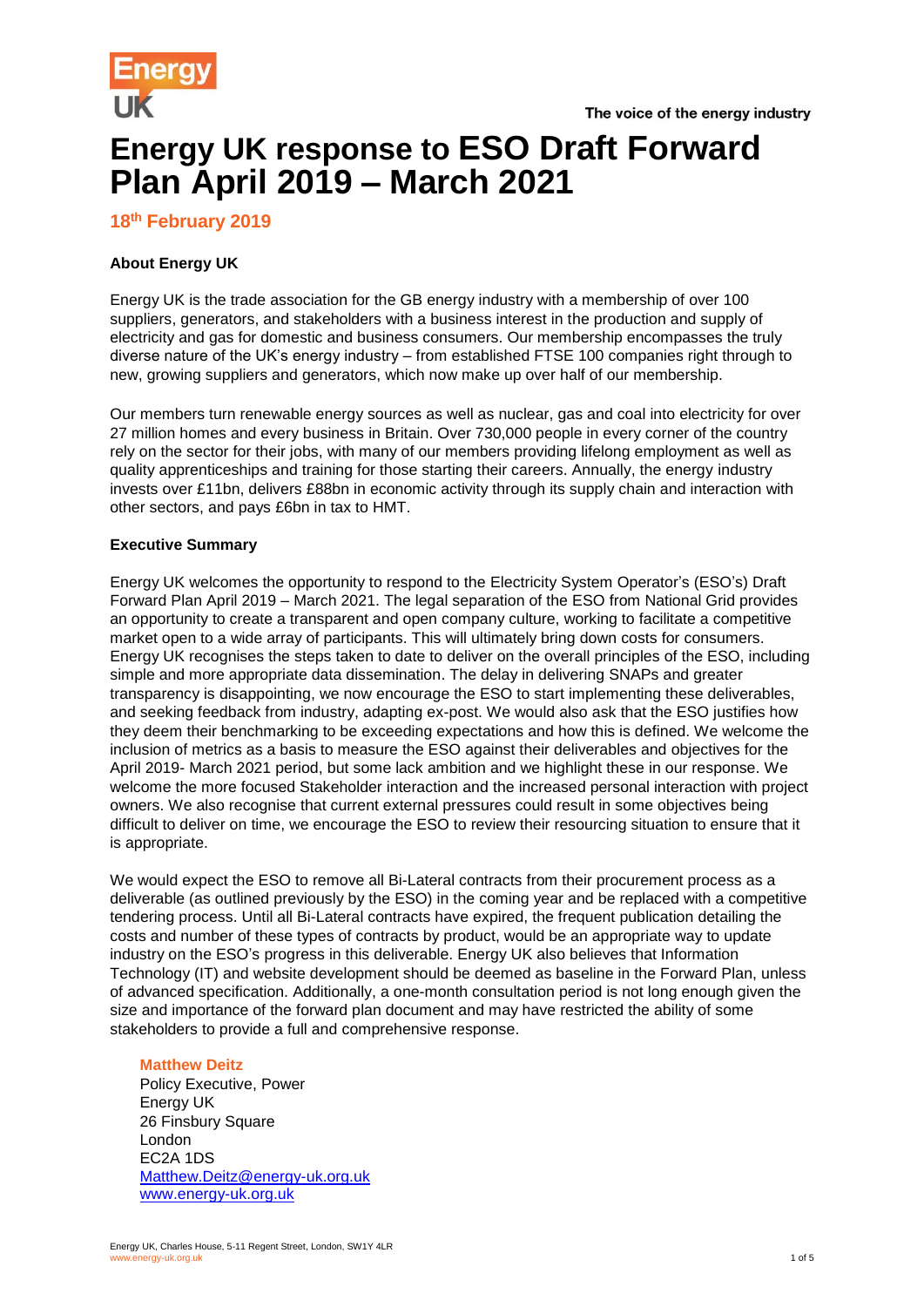The voice of the energy industry

# Energy UK response to ESO Draft Forward Plan April 2019 – March 2021

**18th February 2019**

**About Energy UK**

Energy UK is the trade association for the GB energy industry with a membership of over 100 suppliers, generators, and stakeholders with a business interest in the production and supply of electricity and gas for domestic and business consumers. Our membership encompasses the truly diverse nature of the UK's energy industry – from established FTSE 100 companies right through to new, growing suppliers and generators, which now make up over half of our membership.

Our members turn renewable energy sources as well as nuclear, gas and coal into electricity for over 27 million homes and every business in Britain. Over 730,000 people in every corner of the country rely on the sector for their jobs, with many of our members providing lifelong employment as well as quality apprenticeships and training for those starting their careers. Annually, the energy industry invests over £11bn, delivers £88bn in economic activity through its supply chain and interaction with other sectors, and pays £6bn in tax to HMT.

**Executive Summary**

Energy UK welcomes the opportunity to respond to the Electricity System Operator's (ESO's) Draft Forward Plan April 2019 – March 2021. The legal separation of the ESO from National Grid provides an opportunity to create a transparent and open company culture, working to facilitate a competitive market open to a wide array of participants. This will ultimately bring down costs for consumers. Energy UK recognises the steps taken to date to deliver on the overall principles of the ESO, including simple and more appropriate data dissemination. The delay in delivering SNAPs and greater transparency is disappointing, we now encourage the ESO to start implementing these deliverables, and seeking feedback from industry, adapting ex-post. We would also ask that the ESO justifies how they deem their benchmarking to be exceeding expectations and how this is defined. We welcome the inclusion of metrics as a basis to measure the ESO against their deliverables and objectives for the April 2019- March 2021 period, but some lack ambition and we highlight these in our response. We welcome the more focused Stakeholder interaction and the increased personal interaction with project owners. We also recognise that current external pressures could result in some objectives being difficult to deliver on time, we encourage the ESO to review their resourcing situation to ensure that it is appropriate.

We would expect the ESO to remove all Bi-Lateral contracts from their procurement process as a deliverable (as outlined previously by the ESO) in the coming year and be replaced with a competitive tendering process. Until all Bi-Lateral contracts have expired, the frequent publication detailing the costs and number of these types of contracts by product, would be an appropriate way to update industry on the ESO's progress in this deliverable. Energy UK also believes that Information Technology (IT) and website development should be deemed as baseline in the Forward Plan, unless of advanced specification. Additionally, a one-month consultation period is not long enough given the size and importance of the forward plan document and may have restricted the ability of some stakeholders to provide a full and comprehensive response.

**Matthew Deitz**
Policy Executive, Power
Energy UK
26 Finsbury Square
London
EC2A 1DS
Matthew.Deitz@energy-uk.org.uk
www.energy-uk.org.uk

Energy UK, Charles House, 5-11 Regent Street, London, SW1Y 4LR
www.energy-uk.org.uk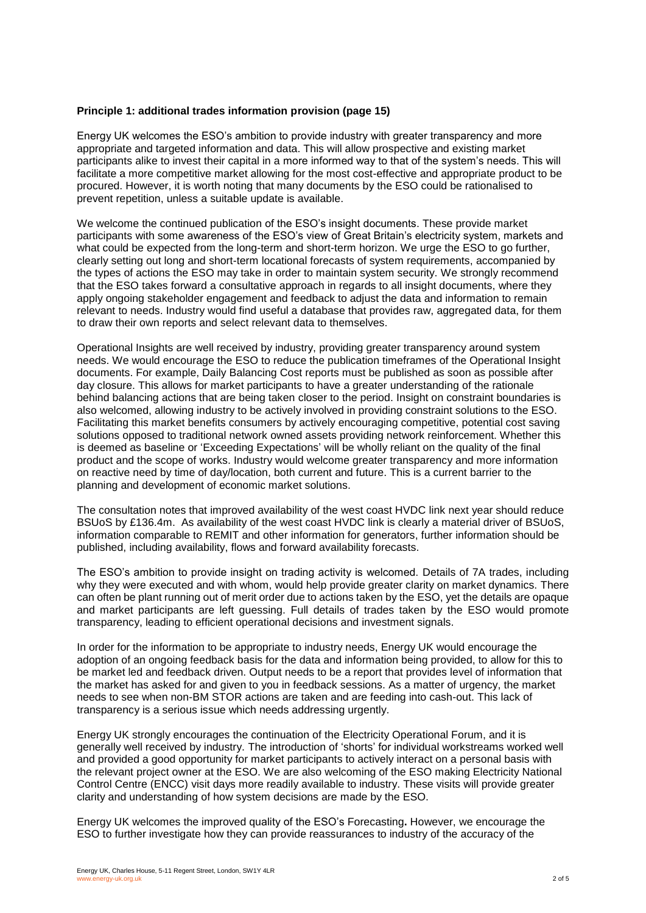**Principle 1: additional trades information provision (page 15)**

Energy UK welcomes the ESO's ambition to provide industry with greater transparency and more appropriate and targeted information and data. This will allow prospective and existing market participants alike to invest their capital in a more informed way to that of the system's needs. This will facilitate a more competitive market allowing for the most cost-effective and appropriate product to be procured. However, it is worth noting that many documents by the ESO could be rationalised to prevent repetition, unless a suitable update is available.

We welcome the continued publication of the ESO's insight documents. These provide market participants with some awareness of the ESO's view of Great Britain's electricity system, markets and what could be expected from the long-term and short-term horizon. We urge the ESO to go further, clearly setting out long and short-term locational forecasts of system requirements, accompanied by the types of actions the ESO may take in order to maintain system security. We strongly recommend that the ESO takes forward a consultative approach in regards to all insight documents, where they apply ongoing stakeholder engagement and feedback to adjust the data and information to remain relevant to needs. Industry would find useful a database that provides raw, aggregated data, for them to draw their own reports and select relevant data to themselves.

Operational Insights are well received by industry, providing greater transparency around system needs. We would encourage the ESO to reduce the publication timeframes of the Operational Insight documents. For example, Daily Balancing Cost reports must be published as soon as possible after day closure. This allows for market participants to have a greater understanding of the rationale behind balancing actions that are being taken closer to the period. Insight on constraint boundaries is also welcomed, allowing industry to be actively involved in providing constraint solutions to the ESO. Facilitating this market benefits consumers by actively encouraging competitive, potential cost saving solutions opposed to traditional network owned assets providing network reinforcement. Whether this is deemed as baseline or 'Exceeding Expectations' will be wholly reliant on the quality of the final product and the scope of works. Industry would welcome greater transparency and more information on reactive need by time of day/location, both current and future. This is a current barrier to the planning and development of economic market solutions.

The consultation notes that improved availability of the west coast HVDC link next year should reduce BSUoS by £136.4m. As availability of the west coast HVDC link is clearly a material driver of BSUoS, information comparable to REMIT and other information for generators, further information should be published, including availability, flows and forward availability forecasts.

The ESO's ambition to provide insight on trading activity is welcomed. Details of 7A trades, including why they were executed and with whom, would help provide greater clarity on market dynamics. There can often be plant running out of merit order due to actions taken by the ESO, yet the details are opaque and market participants are left guessing. Full details of trades taken by the ESO would promote transparency, leading to efficient operational decisions and investment signals.

In order for the information to be appropriate to industry needs, Energy UK would encourage the adoption of an ongoing feedback basis for the data and information being provided, to allow for this to be market led and feedback driven. Output needs to be a report that provides level of information that the market has asked for and given to you in feedback sessions. As a matter of urgency, the market needs to see when non-BM STOR actions are taken and are feeding into cash-out. This lack of transparency is a serious issue which needs addressing urgently.

Energy UK strongly encourages the continuation of the Electricity Operational Forum, and it is generally well received by industry. The introduction of 'shorts' for individual workstreams worked well and provided a good opportunity for market participants to actively interact on a personal basis with the relevant project owner at the ESO. We are also welcoming of the ESO making Electricity National Control Centre (ENCC) visit days more readily available to industry. These visits will provide greater clarity and understanding of how system decisions are made by the ESO.

Energy UK welcomes the improved quality of the ESO's Forecasting**.** However, we encourage the ESO to further investigate how they can provide reassurances to industry of the accuracy of the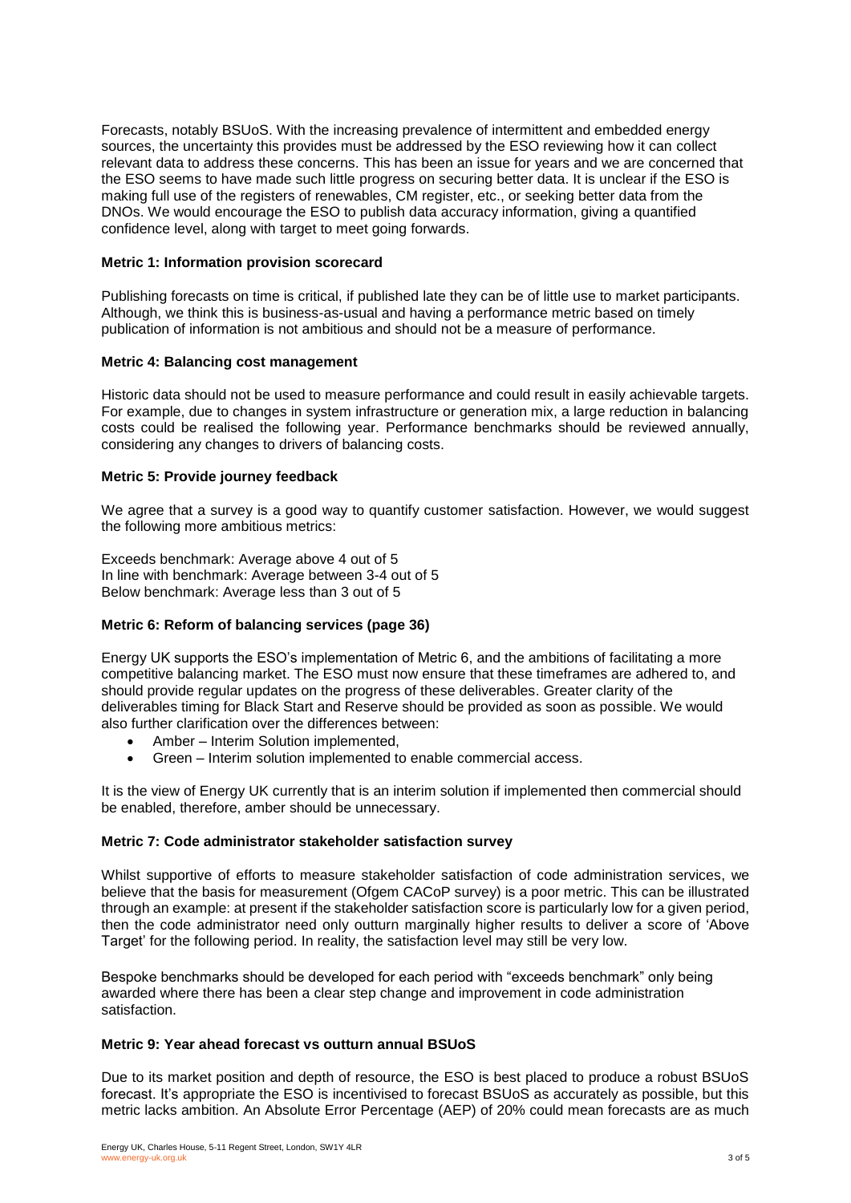Forecasts, notably BSUoS. With the increasing prevalence of intermittent and embedded energy sources, the uncertainty this provides must be addressed by the ESO reviewing how it can collect relevant data to address these concerns. This has been an issue for years and we are concerned that the ESO seems to have made such little progress on securing better data. It is unclear if the ESO is making full use of the registers of renewables, CM register, etc., or seeking better data from the DNOs. We would encourage the ESO to publish data accuracy information, giving a quantified confidence level, along with target to meet going forwards.

**Metric 1: Information provision scorecard**

Publishing forecasts on time is critical, if published late they can be of little use to market participants. Although, we think this is business-as-usual and having a performance metric based on timely publication of information is not ambitious and should not be a measure of performance.

**Metric 4: Balancing cost management**

Historic data should not be used to measure performance and could result in easily achievable targets. For example, due to changes in system infrastructure or generation mix, a large reduction in balancing costs could be realised the following year. Performance benchmarks should be reviewed annually, considering any changes to drivers of balancing costs.

**Metric 5: Provide journey feedback**

We agree that a survey is a good way to quantify customer satisfaction. However, we would suggest the following more ambitious metrics:

Exceeds benchmark: Average above 4 out of 5
In line with benchmark: Average between 3-4 out of 5
Below benchmark: Average less than 3 out of 5

**Metric 6: Reform of balancing services (page 36)**

Energy UK supports the ESO's implementation of Metric 6, and the ambitions of facilitating a more competitive balancing market. The ESO must now ensure that these timeframes are adhered to, and should provide regular updates on the progress of these deliverables. Greater clarity of the deliverables timing for Black Start and Reserve should be provided as soon as possible. We would also further clarification over the differences between:

- Amber – Interim Solution implemented,
- Green – Interim solution implemented to enable commercial access.

It is the view of Energy UK currently that is an interim solution if implemented then commercial should be enabled, therefore, amber should be unnecessary.

**Metric 7: Code administrator stakeholder satisfaction survey**

Whilst supportive of efforts to measure stakeholder satisfaction of code administration services, we believe that the basis for measurement (Ofgem CACoP survey) is a poor metric. This can be illustrated through an example: at present if the stakeholder satisfaction score is particularly low for a given period, then the code administrator need only outturn marginally higher results to deliver a score of 'Above Target' for the following period. In reality, the satisfaction level may still be very low.

Bespoke benchmarks should be developed for each period with "exceeds benchmark" only being awarded where there has been a clear step change and improvement in code administration satisfaction.

**Metric 9: Year ahead forecast vs outturn annual BSUoS**

Due to its market position and depth of resource, the ESO is best placed to produce a robust BSUoS forecast. It's appropriate the ESO is incentivised to forecast BSUoS as accurately as possible, but this metric lacks ambition. An Absolute Error Percentage (AEP) of 20% could mean forecasts are as much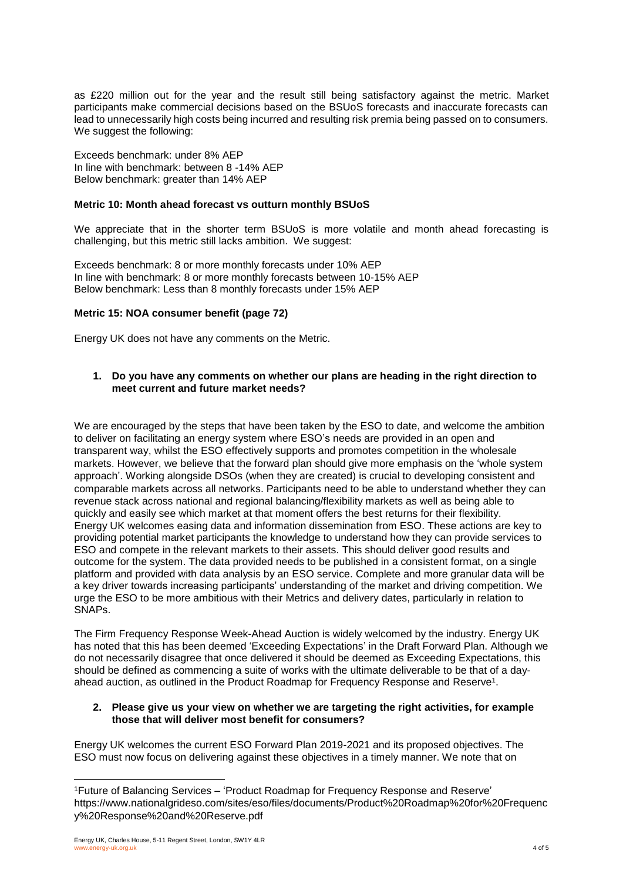as £220 million out for the year and the result still being satisfactory against the metric. Market participants make commercial decisions based on the BSUoS forecasts and inaccurate forecasts can lead to unnecessarily high costs being incurred and resulting risk premia being passed on to consumers. We suggest the following:

Exceeds benchmark: under 8% AEP
In line with benchmark: between 8 -14% AEP
Below benchmark: greater than 14% AEP

**Metric 10: Month ahead forecast vs outturn monthly BSUoS**

We appreciate that in the shorter term BSUoS is more volatile and month ahead forecasting is challenging, but this metric still lacks ambition. We suggest:

Exceeds benchmark: 8 or more monthly forecasts under 10% AEP
In line with benchmark: 8 or more monthly forecasts between 10-15% AEP
Below benchmark: Less than 8 monthly forecasts under 15% AEP

**Metric 15: NOA consumer benefit (page 72)**

Energy UK does not have any comments on the Metric.

**1. Do you have any comments on whether our plans are heading in the right direction to meet current and future market needs?**

We are encouraged by the steps that have been taken by the ESO to date, and welcome the ambition to deliver on facilitating an energy system where ESO's needs are provided in an open and transparent way, whilst the ESO effectively supports and promotes competition in the wholesale markets. However, we believe that the forward plan should give more emphasis on the 'whole system approach'. Working alongside DSOs (when they are created) is crucial to developing consistent and comparable markets across all networks. Participants need to be able to understand whether they can revenue stack across national and regional balancing/flexibility markets as well as being able to quickly and easily see which market at that moment offers the best returns for their flexibility. Energy UK welcomes easing data and information dissemination from ESO. These actions are key to providing potential market participants the knowledge to understand how they can provide services to ESO and compete in the relevant markets to their assets. This should deliver good results and outcome for the system. The data provided needs to be published in a consistent format, on a single platform and provided with data analysis by an ESO service. Complete and more granular data will be a key driver towards increasing participants' understanding of the market and driving competition. We urge the ESO to be more ambitious with their Metrics and delivery dates, particularly in relation to SNAPs.

The Firm Frequency Response Week-Ahead Auction is widely welcomed by the industry. Energy UK has noted that this has been deemed 'Exceeding Expectations' in the Draft Forward Plan. Although we do not necessarily disagree that once delivered it should be deemed as Exceeding Expectations, this should be defined as commencing a suite of works with the ultimate deliverable to be that of a day-ahead auction, as outlined in the Product Roadmap for Frequency Response and Reserve[1].

**2. Please give us your view on whether we are targeting the right activities, for example those that will deliver most benefit for consumers?**

Energy UK welcomes the current ESO Forward Plan 2019-2021 and its proposed objectives. The ESO must now focus on delivering against these objectives in a timely manner. We note that on

[1] Future of Balancing Services – 'Product Roadmap for Frequency Response and Reserve' https://www.nationalgrideso.com/sites/eso/files/documents/Product%20Roadmap%20for%20Frequency%20Response%20and%20Reserve.pdf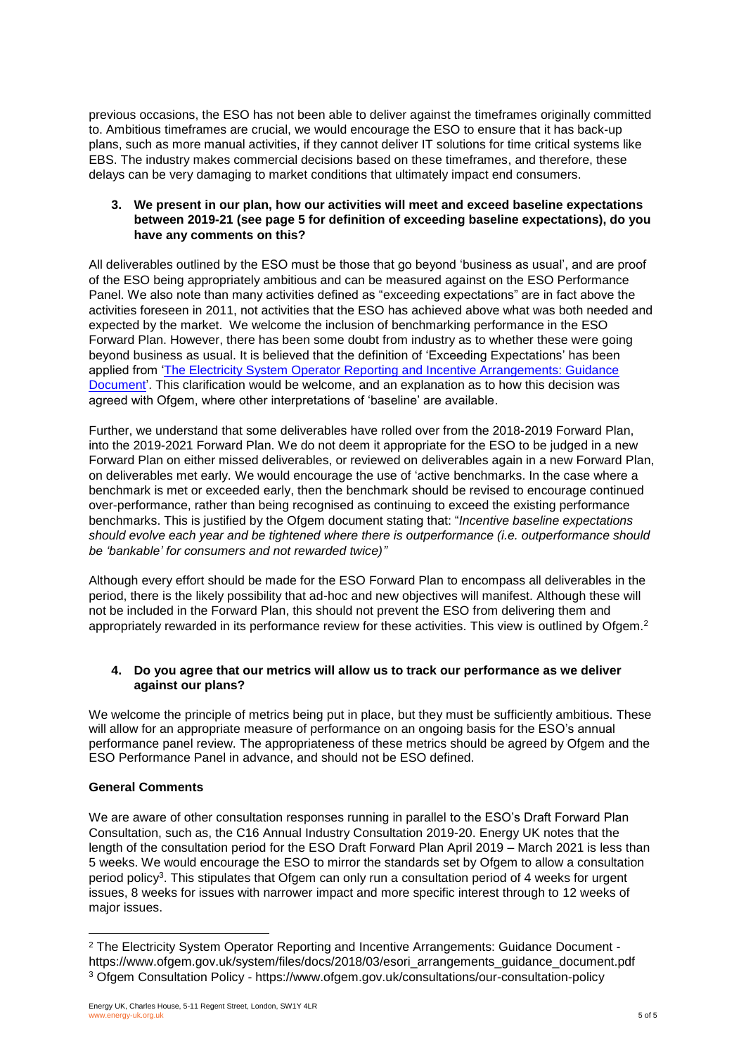previous occasions, the ESO has not been able to deliver against the timeframes originally committed to. Ambitious timeframes are crucial, we would encourage the ESO to ensure that it has back-up plans, such as more manual activities, if they cannot deliver IT solutions for time critical systems like EBS. The industry makes commercial decisions based on these timeframes, and therefore, these delays can be very damaging to market conditions that ultimately impact end consumers.

**3. We present in our plan, how our activities will meet and exceed baseline expectations between 2019-21 (see page 5 for definition of exceeding baseline expectations), do you have any comments on this?**

All deliverables outlined by the ESO must be those that go beyond 'business as usual', and are proof of the ESO being appropriately ambitious and can be measured against on the ESO Performance Panel. We also note than many activities defined as "exceeding expectations" are in fact above the activities foreseen in 2011, not activities that the ESO has achieved above what was both needed and expected by the market. We welcome the inclusion of benchmarking performance in the ESO Forward Plan. However, there has been some doubt from industry as to whether these were going beyond business as usual. It is believed that the definition of 'Exceeding Expectations' has been applied from '[The Electricity System Operator Reporting and Incentive Arrangements: Guidance Document](https://www.ofgem.gov.uk/system/files/docs/2018/03/esori_arrangements_guidance_document.pdf)'. This clarification would be welcome, and an explanation as to how this decision was agreed with Ofgem, where other interpretations of 'baseline' are available.

Further, we understand that some deliverables have rolled over from the 2018-2019 Forward Plan, into the 2019-2021 Forward Plan. We do not deem it appropriate for the ESO to be judged in a new Forward Plan on either missed deliverables, or reviewed on deliverables again in a new Forward Plan, on deliverables met early. We would encourage the use of 'active benchmarks. In the case where a benchmark is met or exceeded early, then the benchmark should be revised to encourage continued over-performance, rather than being recognised as continuing to exceed the existing performance benchmarks. This is justified by the Ofgem document stating that: "*Incentive baseline expectations should evolve each year and be tightened where there is outperformance (i.e. outperformance should be 'bankable' for consumers and not rewarded twice)"*

Although every effort should be made for the ESO Forward Plan to encompass all deliverables in the period, there is the likely possibility that ad-hoc and new objectives will manifest. Although these will not be included in the Forward Plan, this should not prevent the ESO from delivering them and appropriately rewarded in its performance review for these activities. This view is outlined by Ofgem.[2]

**4. Do you agree that our metrics will allow us to track our performance as we deliver against our plans?**

We welcome the principle of metrics being put in place, but they must be sufficiently ambitious. These will allow for an appropriate measure of performance on an ongoing basis for the ESO's annual performance panel review. The appropriateness of these metrics should be agreed by Ofgem and the ESO Performance Panel in advance, and should not be ESO defined.

**General Comments**

We are aware of other consultation responses running in parallel to the ESO's Draft Forward Plan Consultation, such as, the C16 Annual Industry Consultation 2019-20. Energy UK notes that the length of the consultation period for the ESO Draft Forward Plan April 2019 – March 2021 is less than 5 weeks. We would encourage the ESO to mirror the standards set by Ofgem to allow a consultation period policy[3]. This stipulates that Ofgem can only run a consultation period of 4 weeks for urgent issues, 8 weeks for issues with narrower impact and more specific interest through to 12 weeks of major issues.

---

[2] The Electricity System Operator Reporting and Incentive Arrangements: Guidance Document - https://www.ofgem.gov.uk/system/files/docs/2018/03/esori_arrangements_guidance_document.pdf

[3] Ofgem Consultation Policy - https://www.ofgem.gov.uk/consultations/our-consultation-policy

Energy UK, Charles House, 5-11 Regent Street, London, SW1Y 4LR
www.energy-uk.org.uk